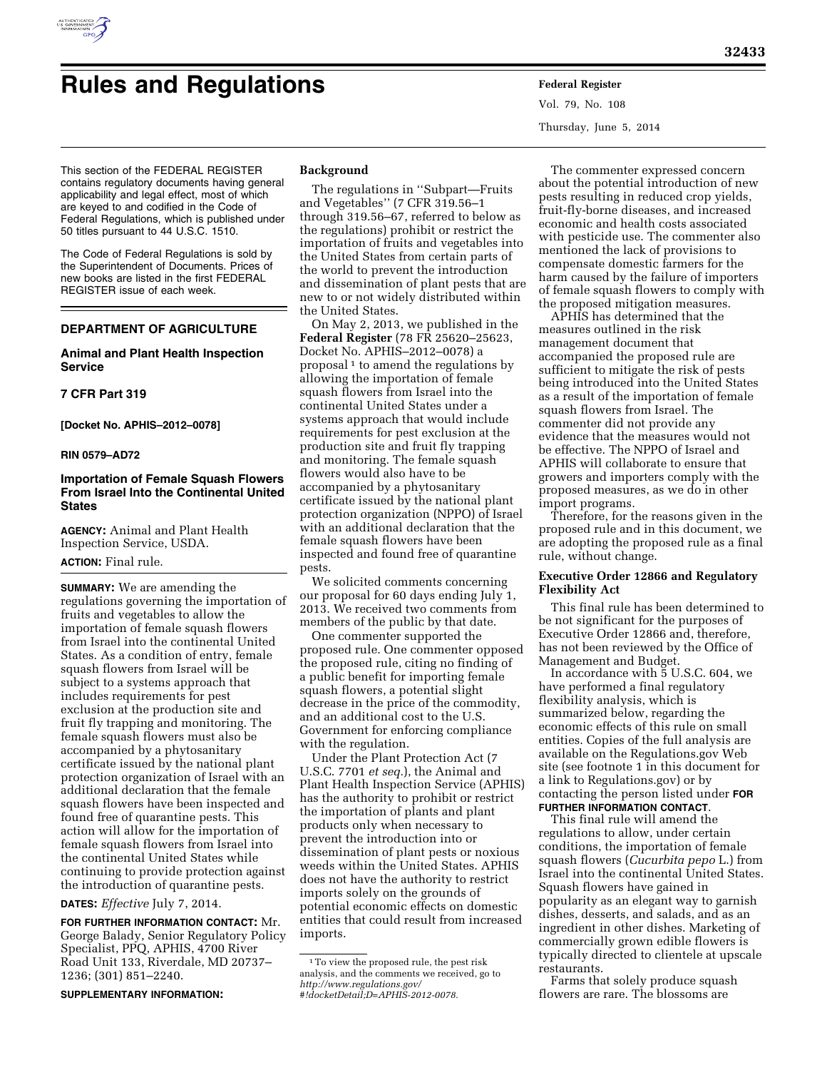# Rules and Regulations

This section of the FEDERAL REGISTER contains regulatory documents having general applicability and legal effect, most of which are keyed to and codified in the Code of Federal Regulations, which is published under 50 titles pursuant to 44 U.S.C. 1510.

The Code of Federal Regulations is sold by the Superintendent of Documents. Prices of new books are listed in the first FEDERAL REGISTER issue of each week.

## DEPARTMENT OF AGRICULTURE

### Animal and Plant Health Inspection Service

### 7 CFR Part 319

**[Docket No. APHIS–2012–0078]**

**RIN 0579–AD72**

### Importation of Female Squash Flowers From Israel Into the Continental United States

**AGENCY:** Animal and Plant Health Inspection Service, USDA.

**ACTION:** Final rule.

**SUMMARY:** We are amending the regulations governing the importation of fruits and vegetables to allow the importation of female squash flowers from Israel into the continental United States. As a condition of entry, female squash flowers from Israel will be subject to a systems approach that includes requirements for pest exclusion at the production site and fruit fly trapping and monitoring. The female squash flowers must also be accompanied by a phytosanitary certificate issued by the national plant protection organization of Israel with an additional declaration that the female squash flowers have been inspected and found free of quarantine pests. This action will allow for the importation of female squash flowers from Israel into the continental United States while continuing to provide protection against the introduction of quarantine pests.

**DATES:** *Effective* July 7, 2014.

**FOR FURTHER INFORMATION CONTACT:** Mr. George Balady, Senior Regulatory Policy Specialist, PPQ, APHIS, 4700 River Road Unit 133, Riverdale, MD 20737–1236; (301) 851–2240.

**SUPPLEMENTARY INFORMATION:**

**Background**

The regulations in ''Subpart—Fruits and Vegetables'' (7 CFR 319.56–1 through 319.56–67, referred to below as the regulations) prohibit or restrict the importation of fruits and vegetables into the United States from certain parts of the world to prevent the introduction and dissemination of plant pests that are new to or not widely distributed within the United States.

On May 2, 2013, we published in the **Federal Register** (78 FR 25620–25623, Docket No. APHIS–2012–0078) a proposal [1] to amend the regulations by allowing the importation of female squash flowers from Israel into the continental United States under a systems approach that would include requirements for pest exclusion at the production site and fruit fly trapping and monitoring. The female squash flowers would also have to be accompanied by a phytosanitary certificate issued by the national plant protection organization (NPPO) of Israel with an additional declaration that the female squash flowers have been inspected and found free of quarantine pests.

We solicited comments concerning our proposal for 60 days ending July 1, 2013. We received two comments from members of the public by that date.

One commenter supported the proposed rule. One commenter opposed the proposed rule, citing no finding of a public benefit for importing female squash flowers, a potential slight decrease in the price of the commodity, and an additional cost to the U.S. Government for enforcing compliance with the regulation.

Under the Plant Protection Act (7 U.S.C. 7701 *et seq.*), the Animal and Plant Health Inspection Service (APHIS) has the authority to prohibit or restrict the importation of plants and plant products only when necessary to prevent the introduction into or dissemination of plant pests or noxious weeds within the United States. APHIS does not have the authority to restrict imports solely on the grounds of potential economic effects on domestic entities that could result from increased imports.

[1] To view the proposed rule, the pest risk analysis, and the comments we received, go to *http://www.regulations.gov/#!docketDetail;D=APHIS-2012-0078.*

The commenter expressed concern about the potential introduction of new pests resulting in reduced crop yields, fruit-fly-borne diseases, and increased economic and health costs associated with pesticide use. The commenter also mentioned the lack of provisions to compensate domestic farmers for the harm caused by the failure of importers of female squash flowers to comply with the proposed mitigation measures.

APHIS has determined that the measures outlined in the risk management document that accompanied the proposed rule are sufficient to mitigate the risk of pests being introduced into the United States as a result of the importation of female squash flowers from Israel. The commenter did not provide any evidence that the measures would not be effective. The NPPO of Israel and APHIS will collaborate to ensure that growers and importers comply with the proposed measures, as we do in other import programs.

Therefore, for the reasons given in the proposed rule and in this document, we are adopting the proposed rule as a final rule, without change.

**Executive Order 12866 and Regulatory Flexibility Act**

This final rule has been determined to be not significant for the purposes of Executive Order 12866 and, therefore, has not been reviewed by the Office of Management and Budget.

In accordance with 5 U.S.C. 604, we have performed a final regulatory flexibility analysis, which is summarized below, regarding the economic effects of this rule on small entities. Copies of the full analysis are available on the Regulations.gov Web site (see footnote 1 in this document for a link to Regulations.gov) or by contacting the person listed under **FOR FURTHER INFORMATION CONTACT**.

This final rule will amend the regulations to allow, under certain conditions, the importation of female squash flowers (*Cucurbita pepo* L.) from Israel into the continental United States. Squash flowers have gained in popularity as an elegant way to garnish dishes, desserts, and salads, and as an ingredient in other dishes. Marketing of commercially grown edible flowers is typically directed to clientele at upscale restaurants.

Farms that solely produce squash flowers are rare. The blossoms are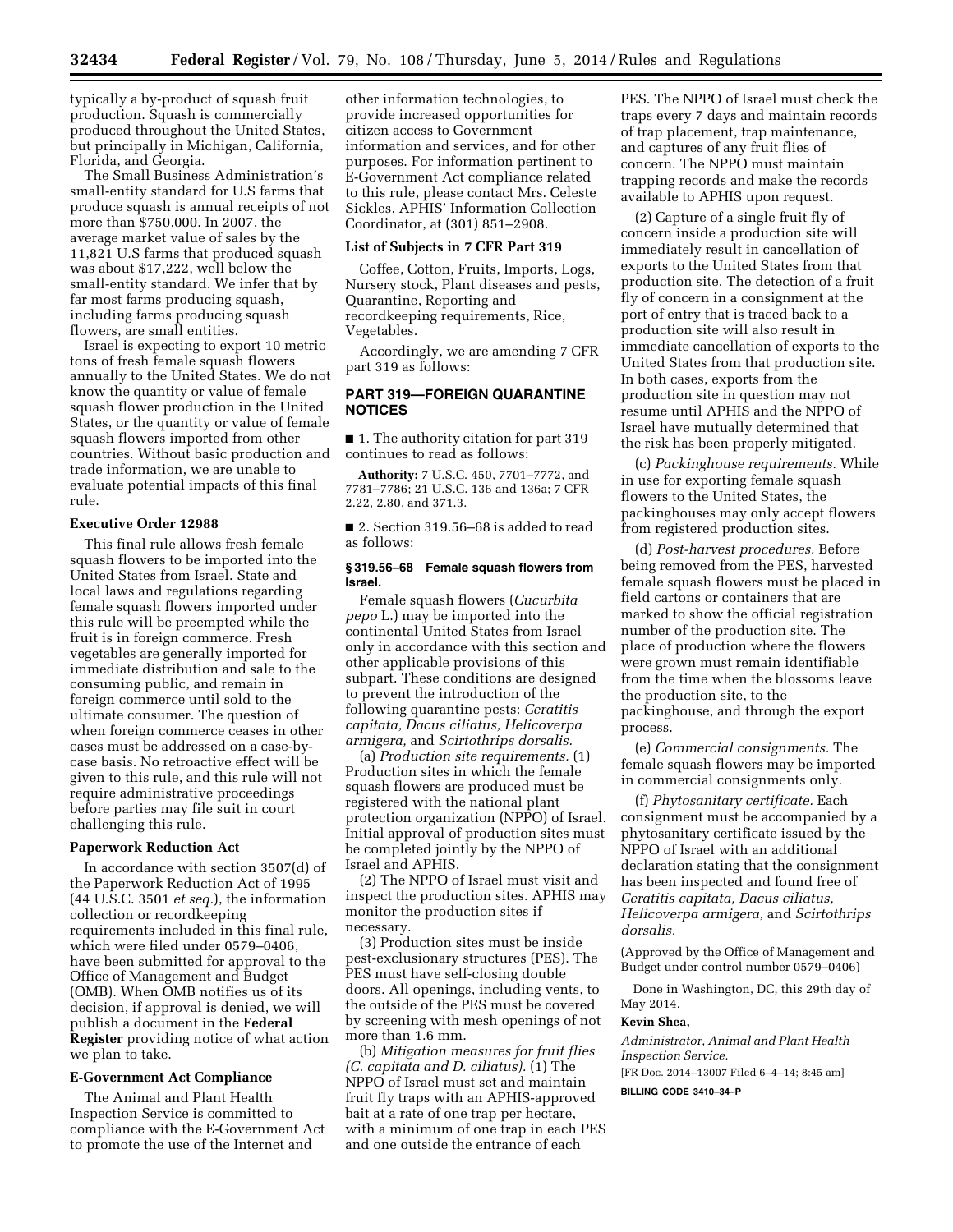typically a by-product of squash fruit production. Squash is commercially produced throughout the United States, but principally in Michigan, California, Florida, and Georgia.

The Small Business Administration's small-entity standard for U.S farms that produce squash is annual receipts of not more than $750,000. In 2007, the average market value of sales by the 11,821 U.S farms that produced squash was about $17,222, well below the small-entity standard. We infer that by far most farms producing squash, including farms producing squash flowers, are small entities.

Israel is expecting to export 10 metric tons of fresh female squash flowers annually to the United States. We do not know the quantity or value of female squash flower production in the United States, or the quantity or value of female squash flowers imported from other countries. Without basic production and trade information, we are unable to evaluate potential impacts of this final rule.

### Executive Order 12988

This final rule allows fresh female squash flowers to be imported into the United States from Israel. State and local laws and regulations regarding female squash flowers imported under this rule will be preempted while the fruit is in foreign commerce. Fresh vegetables are generally imported for immediate distribution and sale to the consuming public, and remain in foreign commerce until sold to the ultimate consumer. The question of when foreign commerce ceases in other cases must be addressed on a case-by-case basis. No retroactive effect will be given to this rule, and this rule will not require administrative proceedings before parties may file suit in court challenging this rule.

### Paperwork Reduction Act

In accordance with section 3507(d) of the Paperwork Reduction Act of 1995 (44 U.S.C. 3501 *et seq.*), the information collection or recordkeeping requirements included in this final rule, which were filed under 0579–0406, have been submitted for approval to the Office of Management and Budget (OMB). When OMB notifies us of its decision, if approval is denied, we will publish a document in the **Federal Register** providing notice of what action we plan to take.

### E-Government Act Compliance

The Animal and Plant Health Inspection Service is committed to compliance with the E-Government Act to promote the use of the Internet and other information technologies, to provide increased opportunities for citizen access to Government information and services, and for other purposes. For information pertinent to E-Government Act compliance related to this rule, please contact Mrs. Celeste Sickles, APHIS' Information Collection Coordinator, at (301) 851–2908.

### List of Subjects in 7 CFR Part 319

Coffee, Cotton, Fruits, Imports, Logs, Nursery stock, Plant diseases and pests, Quarantine, Reporting and recordkeeping requirements, Rice, Vegetables.

Accordingly, we are amending 7 CFR part 319 as follows:

## PART 319—FOREIGN QUARANTINE NOTICES

■ 1. The authority citation for part 319 continues to read as follows:

**Authority:** 7 U.S.C. 450, 7701–7772, and 7781–7786; 21 U.S.C. 136 and 136a; 7 CFR 2.22, 2.80, and 371.3.

■ 2. Section 319.56–68 is added to read as follows:

#### § 319.56–68 Female squash flowers from Israel.

Female squash flowers (*Cucurbita pepo* L.) may be imported into the continental United States from Israel only in accordance with this section and other applicable provisions of this subpart. These conditions are designed to prevent the introduction of the following quarantine pests: *Ceratitis capitata, Dacus ciliatus, Helicoverpa armigera,* and *Scirtothrips dorsalis.*

(a) *Production site requirements.* (1) Production sites in which the female squash flowers are produced must be registered with the national plant protection organization (NPPO) of Israel. Initial approval of production sites must be completed jointly by the NPPO of Israel and APHIS.

(2) The NPPO of Israel must visit and inspect the production sites. APHIS may monitor the production sites if necessary.

(3) Production sites must be inside pest-exclusionary structures (PES). The PES must have self-closing double doors. All openings, including vents, to the outside of the PES must be covered by screening with mesh openings of not more than 1.6 mm.

(b) *Mitigation measures for fruit flies (C. capitata and D. ciliatus).* (1) The NPPO of Israel must set and maintain fruit fly traps with an APHIS-approved bait at a rate of one trap per hectare, with a minimum of one trap in each PES and one outside the entrance of each PES. The NPPO of Israel must check the traps every 7 days and maintain records of trap placement, trap maintenance, and captures of any fruit flies of concern. The NPPO must maintain trapping records and make the records available to APHIS upon request.

(2) Capture of a single fruit fly of concern inside a production site will immediately result in cancellation of exports to the United States from that production site. The detection of a fruit fly of concern in a consignment at the port of entry that is traced back to a production site will also result in immediate cancellation of exports to the United States from that production site. In both cases, exports from the production site in question may not resume until APHIS and the NPPO of Israel have mutually determined that the risk has been properly mitigated.

(c) *Packinghouse requirements.* While in use for exporting female squash flowers to the United States, the packinghouses may only accept flowers from registered production sites.

(d) *Post-harvest procedures.* Before being removed from the PES, harvested female squash flowers must be placed in field cartons or containers that are marked to show the official registration number of the production site. The place of production where the flowers were grown must remain identifiable from the time when the blossoms leave the production site, to the packinghouse, and through the export process.

(e) *Commercial consignments.* The female squash flowers may be imported in commercial consignments only.

(f) *Phytosanitary certificate.* Each consignment must be accompanied by a phytosanitary certificate issued by the NPPO of Israel with an additional declaration stating that the consignment has been inspected and found free of *Ceratitis capitata, Dacus ciliatus, Helicoverpa armigera,* and *Scirtothrips dorsalis.*

(Approved by the Office of Management and Budget under control number 0579–0406)

Done in Washington, DC, this 29th day of May 2014.

**Kevin Shea,**

*Administrator, Animal and Plant Health Inspection Service.*

[FR Doc. 2014–13007 Filed 6–4–14; 8:45 am]

**BILLING CODE 3410–34–P**